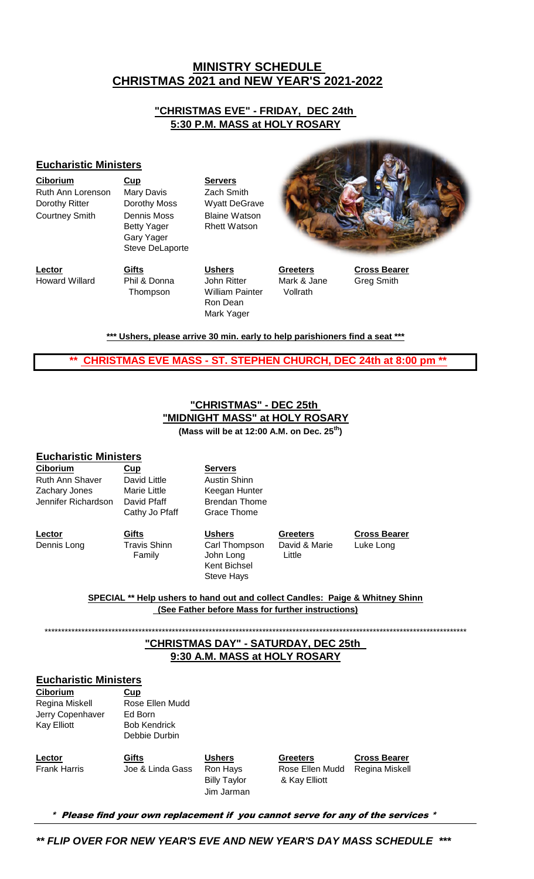# MINISTRY SCHEDULE CHRISTMAS 2021 and NEW YEAR'S 2021-2022

## "CHRISTMAS EVE" - FRIDAY, DEC 24th 5:30 P.M. MASS at HOLY ROSARY

### Eucharistic Ministers

| Ciborium | Cup | Servers |
|---|---|---|
| Ruth Ann Lorenson | Mary Davis | Zach Smith |
| Dorothy Ritter | Dorothy Moss | Wyatt DeGrave |
| Courtney Smith | Dennis Moss | Blaine Watson |
| | Betty Yager | Rhett Watson |
| | Gary Yager | |
| | Steve DeLaporte | |

| Lector | Gifts | Ushers | Greeters | Cross Bearer |
|---|---|---|---|---|
| Howard Willard | Phil & Donna Thompson | John Ritter | Mark & Jane Vollrath | Greg Smith |
| | | William Painter | | |
| | | Ron Dean | | |
| | | Mark Yager | | |

**\*\*\* Ushers, please arrive 30 min. early to help parishioners find a seat \*\*\***

**\*\* CHRISTMAS EVE MASS - ST. STEPHEN CHURCH, DEC 24th at 8:00 pm \*\***

## "CHRISTMAS" - DEC 25th "MIDNIGHT MASS" at HOLY ROSARY

**(Mass will be at 12:00 A.M. on Dec. 25th)**

### Eucharistic Ministers

| Ciborium | Cup | Servers |
|---|---|---|
| Ruth Ann Shaver | David Little | Austin Shinn |
| Zachary Jones | Marie Little | Keegan Hunter |
| Jennifer Richardson | David Pfaff | Brendan Thome |
| | Cathy Jo Pfaff | Grace Thome |

| Lector | Gifts | Ushers | Greeters | Cross Bearer |
|---|---|---|---|---|
| Dennis Long | Travis Shinn Family | Carl Thompson | David & Marie Little | Luke Long |
| | | John Long | | |
| | | Kent Bichsel | | |
| | | Steve Hays | | |

**SPECIAL \*\* Help ushers to hand out and collect Candles: Paige & Whitney Shinn (See Father before Mass for further instructions)**

\*\*\*\*\*\*\*\*\*\*\*\*\*\*\*\*\*\*\*\*\*\*\*\*\*\*\*\*\*\*\*\*\*\*\*\*\*\*\*\*\*\*\*\*\*\*\*\*\*\*\*\*\*\*\*\*\*\*\*\*\*\*\*\*\*\*\*\*\*\*\*\*\*\*\*\*\*\*\*\*\*\*\*\*\*\*\*\*\*\*\*\*\*\*

## "CHRISTMAS DAY" - SATURDAY, DEC 25th 9:30 A.M. MASS at HOLY ROSARY

### Eucharistic Ministers

| Ciborium | Cup |
|---|---|
| Regina Miskell | Rose Ellen Mudd |
| Jerry Copenhaver | Ed Born |
| Kay Elliott | Bob Kendrick |
| | Debbie Durbin |

| Lector | Gifts | Ushers | Greeters | Cross Bearer |
|---|---|---|---|---|
| Frank Harris | Joe & Linda Gass | Ron Hays | Rose Ellen Mudd & Kay Elliott | Regina Miskell |
| | | Billy Taylor | | |
| | | Jim Jarman | | |

**\* Please find your own replacement if you cannot serve for any of the services \***

***\*\* FLIP OVER FOR NEW YEAR'S EVE AND NEW YEAR'S DAY MASS SCHEDULE \*\*\****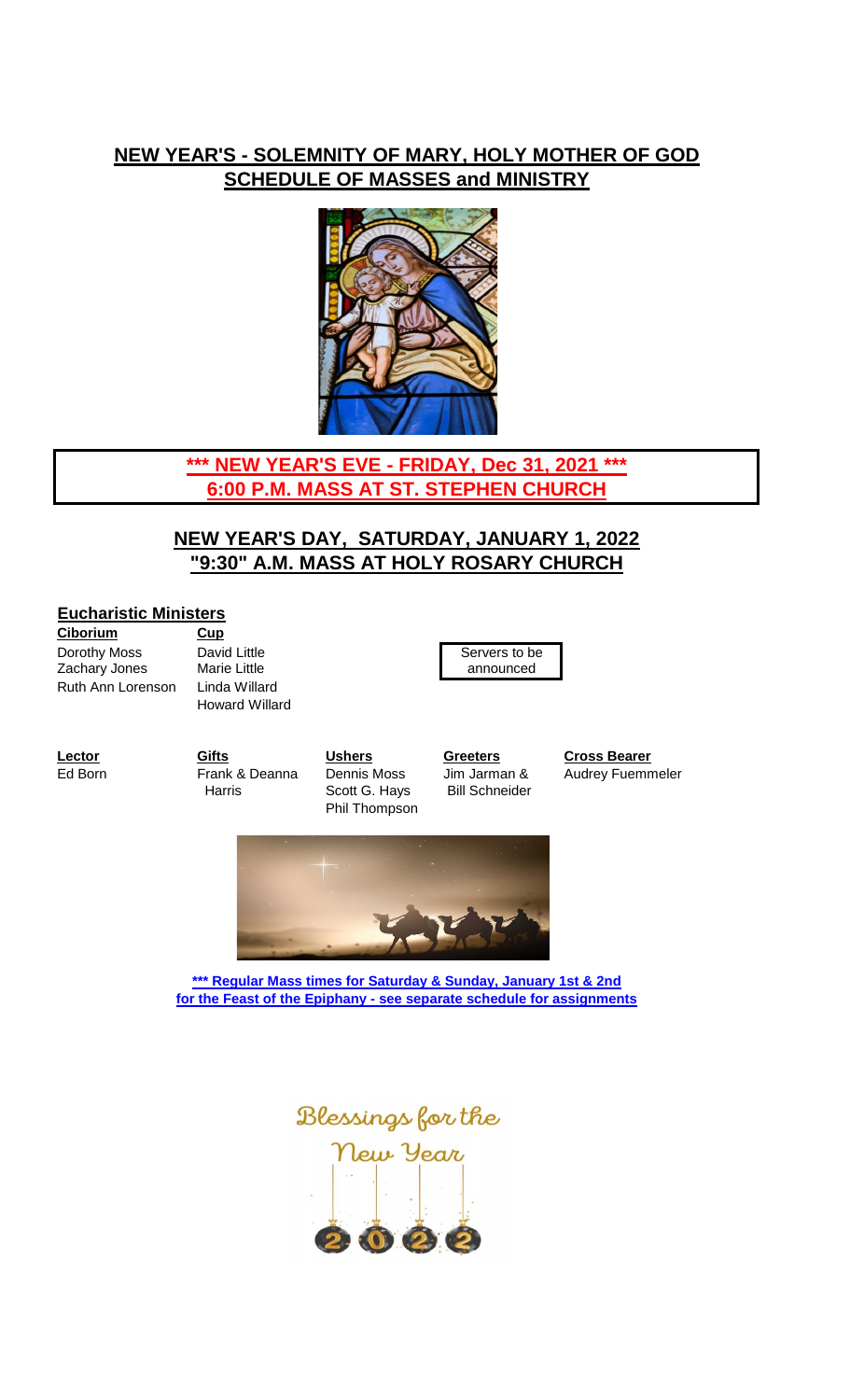# NEW YEAR'S - SOLEMNITY OF MARY, HOLY MOTHER OF GOD
## SCHEDULE OF MASSES and MINISTRY

**\*\*\* NEW YEAR'S EVE - FRIDAY, Dec 31, 2021 \*\*\***
**6:00 P.M. MASS AT ST. STEPHEN CHURCH**

## NEW YEAR'S DAY, SATURDAY, JANUARY 1, 2022
## "9:30" A.M. MASS AT HOLY ROSARY CHURCH

### Eucharistic Ministers

| Ciborium | Cup |
|---|---|
| Dorothy Moss | David Little |
| Zachary Jones | Marie Little |
| Ruth Ann Lorenson | Linda Willard |
| | Howard Willard |

Servers to be announced

| Lector | Gifts | Ushers | Greeters | Cross Bearer |
|---|---|---|---|---|
| Ed Born | Frank & Deanna Harris | Dennis Moss | Jim Jarman & Bill Schneider | Audrey Fuemmeler |
| | | Scott G. Hays | | |
| | | Phil Thompson | | |

**\*\*\* Regular Mass times for Saturday & Sunday, January 1st & 2nd for the Feast of the Epiphany - see separate schedule for assignments**

Blessings for the New Year 2022